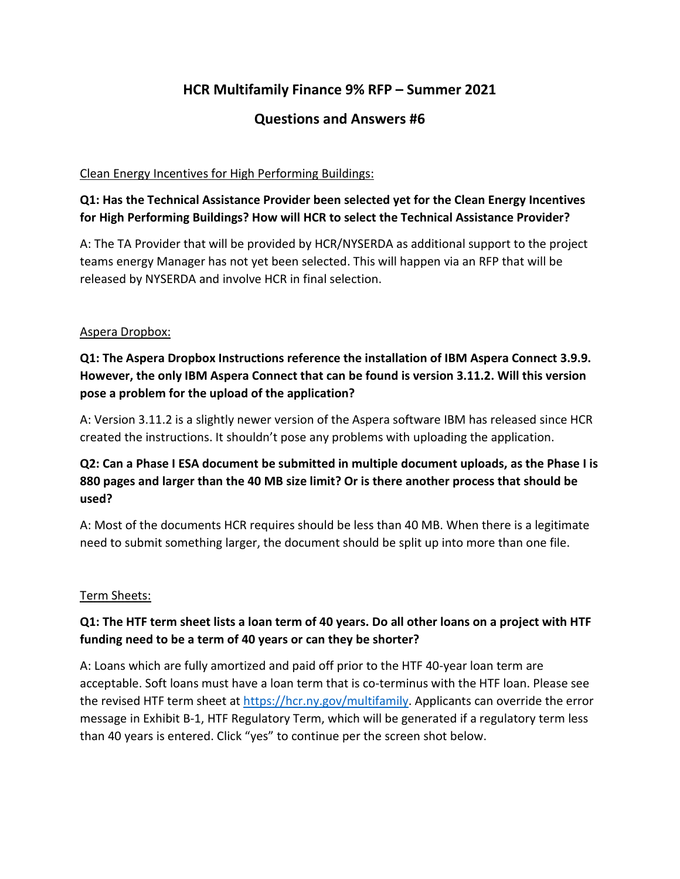# HCR Multifamily Finance 9% RFP – Summer 2021

## Questions and Answers #6

<u>Clean Energy Incentives for High Performing Buildings:</u>

**Q1: Has the Technical Assistance Provider been selected yet for the Clean Energy Incentives for High Performing Buildings? How will HCR to select the Technical Assistance Provider?**

A: The TA Provider that will be provided by HCR/NYSERDA as additional support to the project teams energy Manager has not yet been selected. This will happen via an RFP that will be released by NYSERDA and involve HCR in final selection.

<u>Aspera Dropbox:</u>

**Q1: The Aspera Dropbox Instructions reference the installation of IBM Aspera Connect 3.9.9. However, the only IBM Aspera Connect that can be found is version 3.11.2. Will this version pose a problem for the upload of the application?**

A: Version 3.11.2 is a slightly newer version of the Aspera software IBM has released since HCR created the instructions. It shouldn't pose any problems with uploading the application.

**Q2: Can a Phase I ESA document be submitted in multiple document uploads, as the Phase I is 880 pages and larger than the 40 MB size limit? Or is there another process that should be used?**

A: Most of the documents HCR requires should be less than 40 MB. When there is a legitimate need to submit something larger, the document should be split up into more than one file.

<u>Term Sheets:</u>

**Q1: The HTF term sheet lists a loan term of 40 years. Do all other loans on a project with HTF funding need to be a term of 40 years or can they be shorter?**

A: Loans which are fully amortized and paid off prior to the HTF 40-year loan term are acceptable. Soft loans must have a loan term that is co-terminus with the HTF loan. Please see the revised HTF term sheet at [https://hcr.ny.gov/multifamily](https://hcr.ny.gov/multifamily). Applicants can override the error message in Exhibit B-1, HTF Regulatory Term, which will be generated if a regulatory term less than 40 years is entered. Click "yes" to continue per the screen shot below.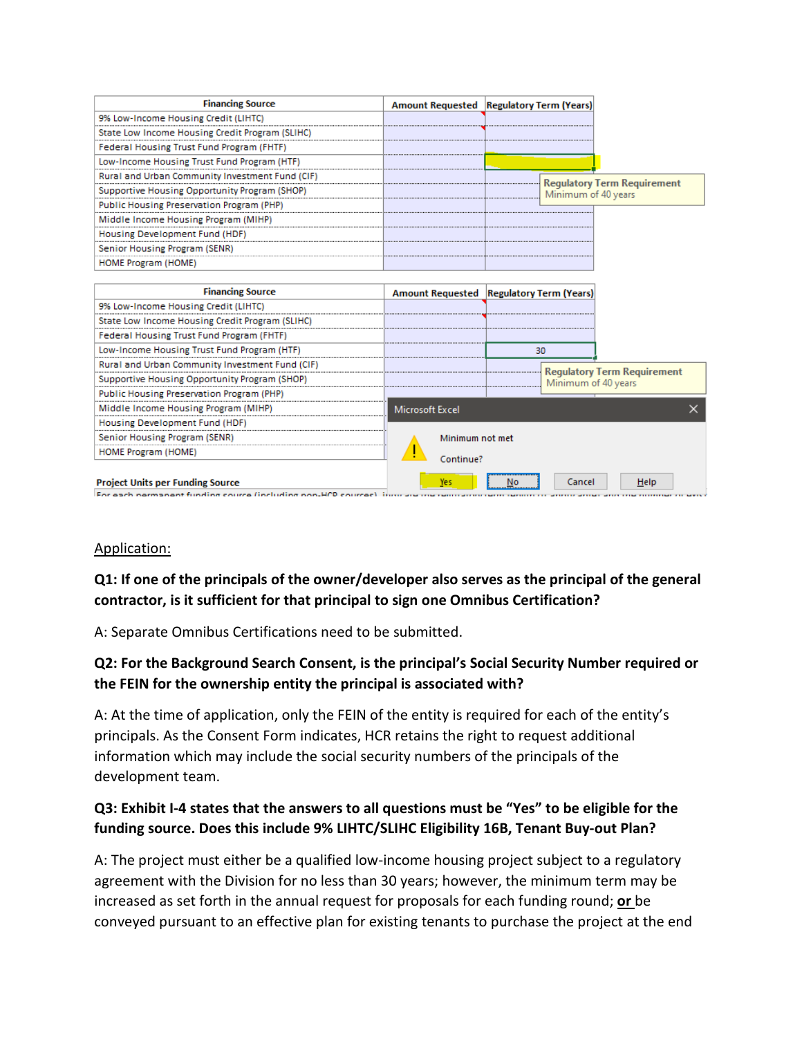| Financing Source | Amount Requested | Regulatory Term (Years) |
| --- | --- | --- |
| 9% Low-Income Housing Credit (LIHTC) | | |
| State Low Income Housing Credit Program (SLIHC) | | |
| Federal Housing Trust Fund Program (FHTF) | | |
| Low-Income Housing Trust Fund Program (HTF) | | |
| Rural and Urban Community Investment Fund (CIF) | | |
| Supportive Housing Opportunity Program (SHOP) | | |
| Public Housing Preservation Program (PHP) | | |
| Middle Income Housing Program (MIHP) | | |
| Housing Development Fund (HDF) | | |
| Senior Housing Program (SENR) | | |
| HOME Program (HOME) | | |

Regulatory Term Requirement
Minimum of 40 years

| Financing Source | Amount Requested | Regulatory Term (Years) |
| --- | --- | --- |
| 9% Low-Income Housing Credit (LIHTC) | | |
| State Low Income Housing Credit Program (SLIHC) | | |
| Federal Housing Trust Fund Program (FHTF) | | |
| Low-Income Housing Trust Fund Program (HTF) | | 30 |
| Rural and Urban Community Investment Fund (CIF) | | |
| Supportive Housing Opportunity Program (SHOP) | | |
| Public Housing Preservation Program (PHP) | | |
| Middle Income Housing Program (MIHP) | | |
| Housing Development Fund (HDF) | | |
| Senior Housing Program (SENR) | | |
| HOME Program (HOME) | | |

Regulatory Term Requirement
Minimum of 40 years

Microsoft Excel

Minimum not met

Continue?

Yes | No | Cancel | Help

**Project Units per Funding Source**

For each permanent funding source (including non-HCR sources) ...

Application:

**Q1: If one of the principals of the owner/developer also serves as the principal of the general contractor, is it sufficient for that principal to sign one Omnibus Certification?**

A: Separate Omnibus Certifications need to be submitted.

**Q2: For the Background Search Consent, is the principal's Social Security Number required or the FEIN for the ownership entity the principal is associated with?**

A: At the time of application, only the FEIN of the entity is required for each of the entity's principals. As the Consent Form indicates, HCR retains the right to request additional information which may include the social security numbers of the principals of the development team.

**Q3: Exhibit I-4 states that the answers to all questions must be "Yes" to be eligible for the funding source. Does this include 9% LIHTC/SLIHC Eligibility 16B, Tenant Buy-out Plan?**

A: The project must either be a qualified low-income housing project subject to a regulatory agreement with the Division for no less than 30 years; however, the minimum term may be increased as set forth in the annual request for proposals for each funding round; **or** be conveyed pursuant to an effective plan for existing tenants to purchase the project at the end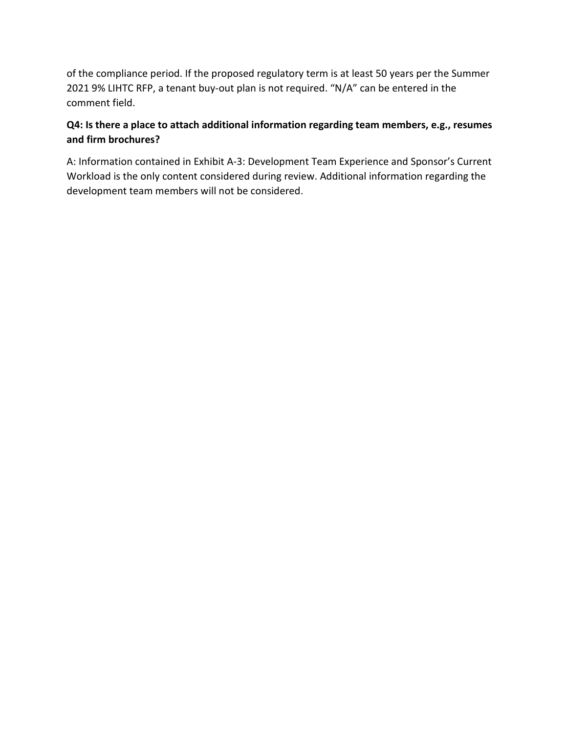of the compliance period. If the proposed regulatory term is at least 50 years per the Summer 2021 9% LIHTC RFP, a tenant buy-out plan is not required. “N/A” can be entered in the comment field.

**Q4: Is there a place to attach additional information regarding team members, e.g., resumes and firm brochures?**

A: Information contained in Exhibit A-3: Development Team Experience and Sponsor’s Current Workload is the only content considered during review. Additional information regarding the development team members will not be considered.